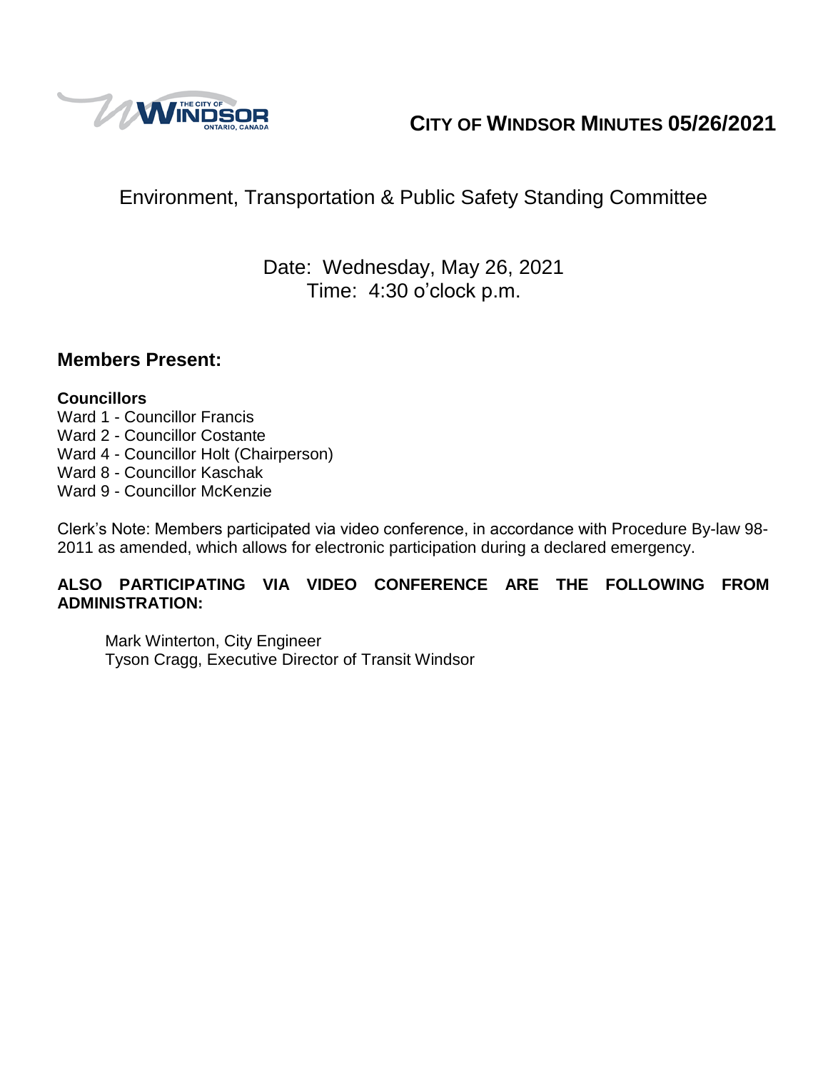# CITY OF WINDSOR MINUTES 05/26/2021

## Environment, Transportation & Public Safety Standing Committee

Date: Wednesday, May 26, 2021
Time: 4:30 o'clock p.m.

### Members Present:

**Councillors**
Ward 1 - Councillor Francis
Ward 2 - Councillor Costante
Ward 4 - Councillor Holt (Chairperson)
Ward 8 - Councillor Kaschak
Ward 9 - Councillor McKenzie

Clerk's Note: Members participated via video conference, in accordance with Procedure By-law 98-2011 as amended, which allows for electronic participation during a declared emergency.

**ALSO PARTICIPATING VIA VIDEO CONFERENCE ARE THE FOLLOWING FROM ADMINISTRATION:**

Mark Winterton, City Engineer
Tyson Cragg, Executive Director of Transit Windsor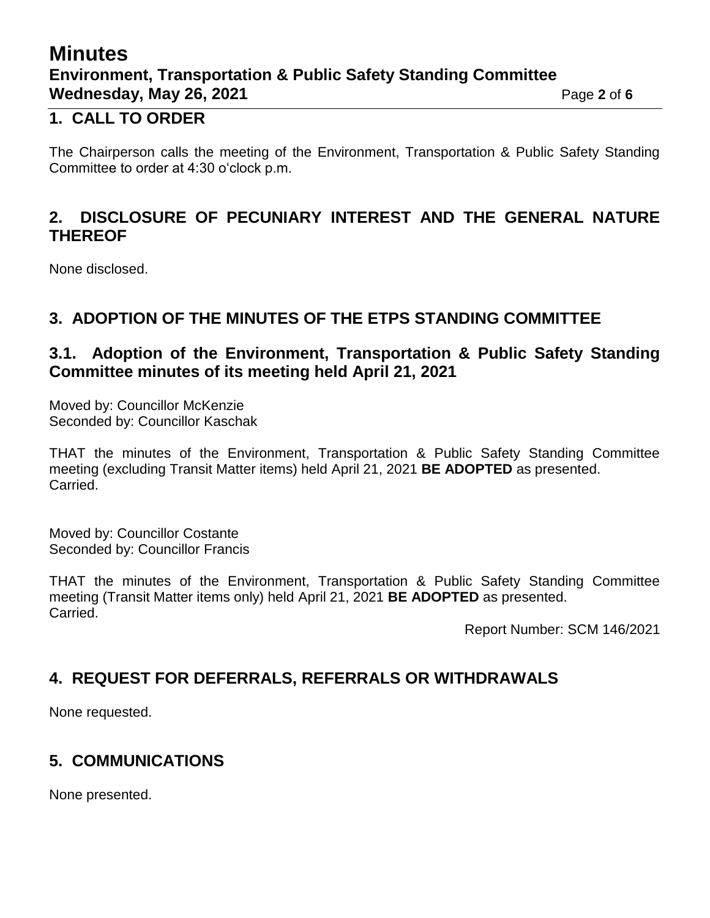## 1. CALL TO ORDER

The Chairperson calls the meeting of the Environment, Transportation & Public Safety Standing Committee to order at 4:30 o'clock p.m.

## 2. DISCLOSURE OF PECUNIARY INTEREST AND THE GENERAL NATURE THEREOF

None disclosed.

## 3. ADOPTION OF THE MINUTES OF THE ETPS STANDING COMMITTEE

### 3.1. Adoption of the Environment, Transportation & Public Safety Standing Committee minutes of its meeting held April 21, 2021

Moved by: Councillor McKenzie
Seconded by: Councillor Kaschak

THAT the minutes of the Environment, Transportation & Public Safety Standing Committee meeting (excluding Transit Matter items) held April 21, 2021 **BE ADOPTED** as presented.
Carried.

Moved by: Councillor Costante
Seconded by: Councillor Francis

THAT the minutes of the Environment, Transportation & Public Safety Standing Committee meeting (Transit Matter items only) held April 21, 2021 **BE ADOPTED** as presented.
Carried.

Report Number: SCM 146/2021

## 4. REQUEST FOR DEFERRALS, REFERRALS OR WITHDRAWALS

None requested.

## 5. COMMUNICATIONS

None presented.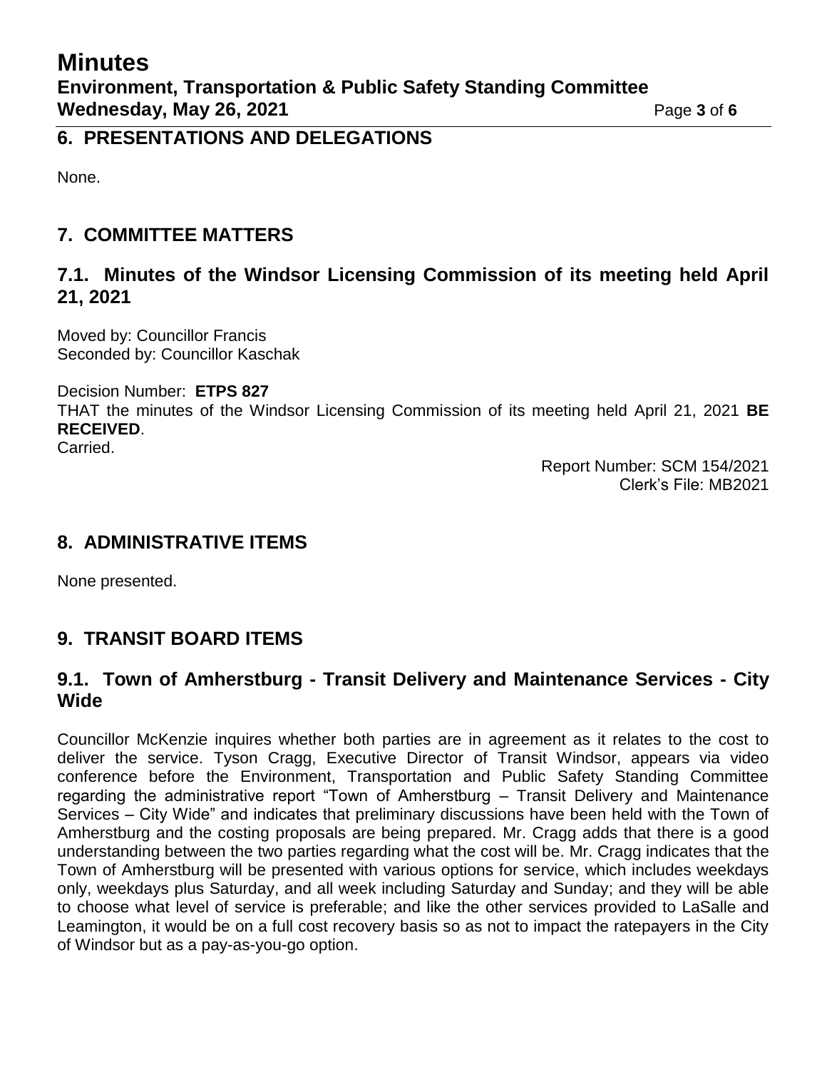## 6. PRESENTATIONS AND DELEGATIONS

None.

## 7. COMMITTEE MATTERS

### 7.1. Minutes of the Windsor Licensing Commission of its meeting held April 21, 2021

Moved by: Councillor Francis
Seconded by: Councillor Kaschak

Decision Number: **ETPS 827**
THAT the minutes of the Windsor Licensing Commission of its meeting held April 21, 2021 **BE RECEIVED**.
Carried.

Report Number: SCM 154/2021
Clerk's File: MB2021

## 8. ADMINISTRATIVE ITEMS

None presented.

## 9. TRANSIT BOARD ITEMS

### 9.1. Town of Amherstburg - Transit Delivery and Maintenance Services - City Wide

Councillor McKenzie inquires whether both parties are in agreement as it relates to the cost to deliver the service. Tyson Cragg, Executive Director of Transit Windsor, appears via video conference before the Environment, Transportation and Public Safety Standing Committee regarding the administrative report "Town of Amherstburg – Transit Delivery and Maintenance Services – City Wide" and indicates that preliminary discussions have been held with the Town of Amherstburg and the costing proposals are being prepared. Mr. Cragg adds that there is a good understanding between the two parties regarding what the cost will be. Mr. Cragg indicates that the Town of Amherstburg will be presented with various options for service, which includes weekdays only, weekdays plus Saturday, and all week including Saturday and Sunday; and they will be able to choose what level of service is preferable; and like the other services provided to LaSalle and Leamington, it would be on a full cost recovery basis so as not to impact the ratepayers in the City of Windsor but as a pay-as-you-go option.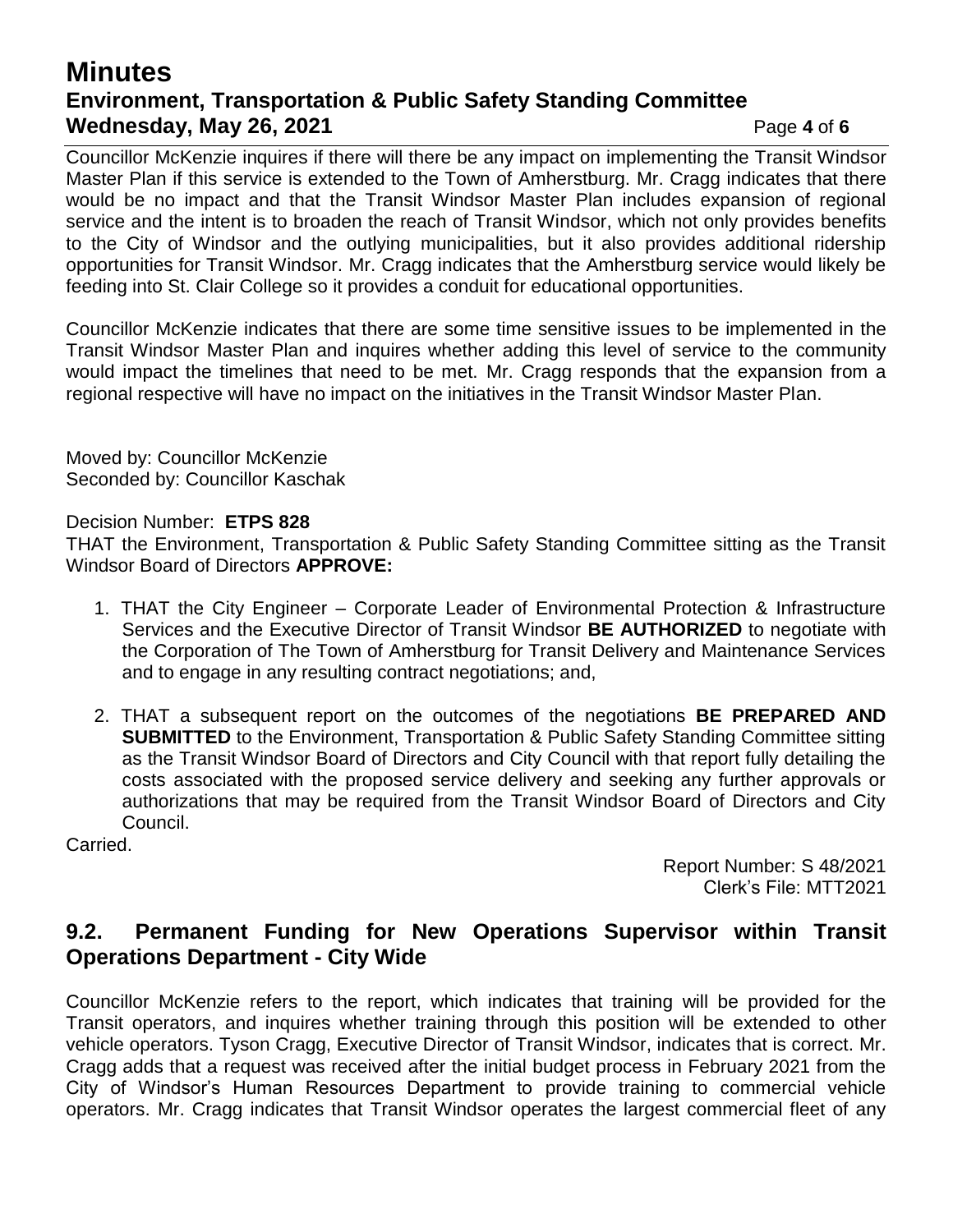Councillor McKenzie inquires if there will there be any impact on implementing the Transit Windsor Master Plan if this service is extended to the Town of Amherstburg. Mr. Cragg indicates that there would be no impact and that the Transit Windsor Master Plan includes expansion of regional service and the intent is to broaden the reach of Transit Windsor, which not only provides benefits to the City of Windsor and the outlying municipalities, but it also provides additional ridership opportunities for Transit Windsor. Mr. Cragg indicates that the Amherstburg service would likely be feeding into St. Clair College so it provides a conduit for educational opportunities.

Councillor McKenzie indicates that there are some time sensitive issues to be implemented in the Transit Windsor Master Plan and inquires whether adding this level of service to the community would impact the timelines that need to be met. Mr. Cragg responds that the expansion from a regional respective will have no impact on the initiatives in the Transit Windsor Master Plan.

Moved by: Councillor McKenzie
Seconded by: Councillor Kaschak

Decision Number: **ETPS 828**
THAT the Environment, Transportation & Public Safety Standing Committee sitting as the Transit Windsor Board of Directors **APPROVE:**

1. THAT the City Engineer – Corporate Leader of Environmental Protection & Infrastructure Services and the Executive Director of Transit Windsor **BE AUTHORIZED** to negotiate with the Corporation of The Town of Amherstburg for Transit Delivery and Maintenance Services and to engage in any resulting contract negotiations; and,
2. THAT a subsequent report on the outcomes of the negotiations **BE PREPARED AND SUBMITTED** to the Environment, Transportation & Public Safety Standing Committee sitting as the Transit Windsor Board of Directors and City Council with that report fully detailing the costs associated with the proposed service delivery and seeking any further approvals or authorizations that may be required from the Transit Windsor Board of Directors and City Council.

Carried.

Report Number: S 48/2021
Clerk's File: MTT2021

## 9.2. Permanent Funding for New Operations Supervisor within Transit Operations Department - City Wide

Councillor McKenzie refers to the report, which indicates that training will be provided for the Transit operators, and inquires whether training through this position will be extended to other vehicle operators. Tyson Cragg, Executive Director of Transit Windsor, indicates that is correct. Mr. Cragg adds that a request was received after the initial budget process in February 2021 from the City of Windsor's Human Resources Department to provide training to commercial vehicle operators. Mr. Cragg indicates that Transit Windsor operates the largest commercial fleet of any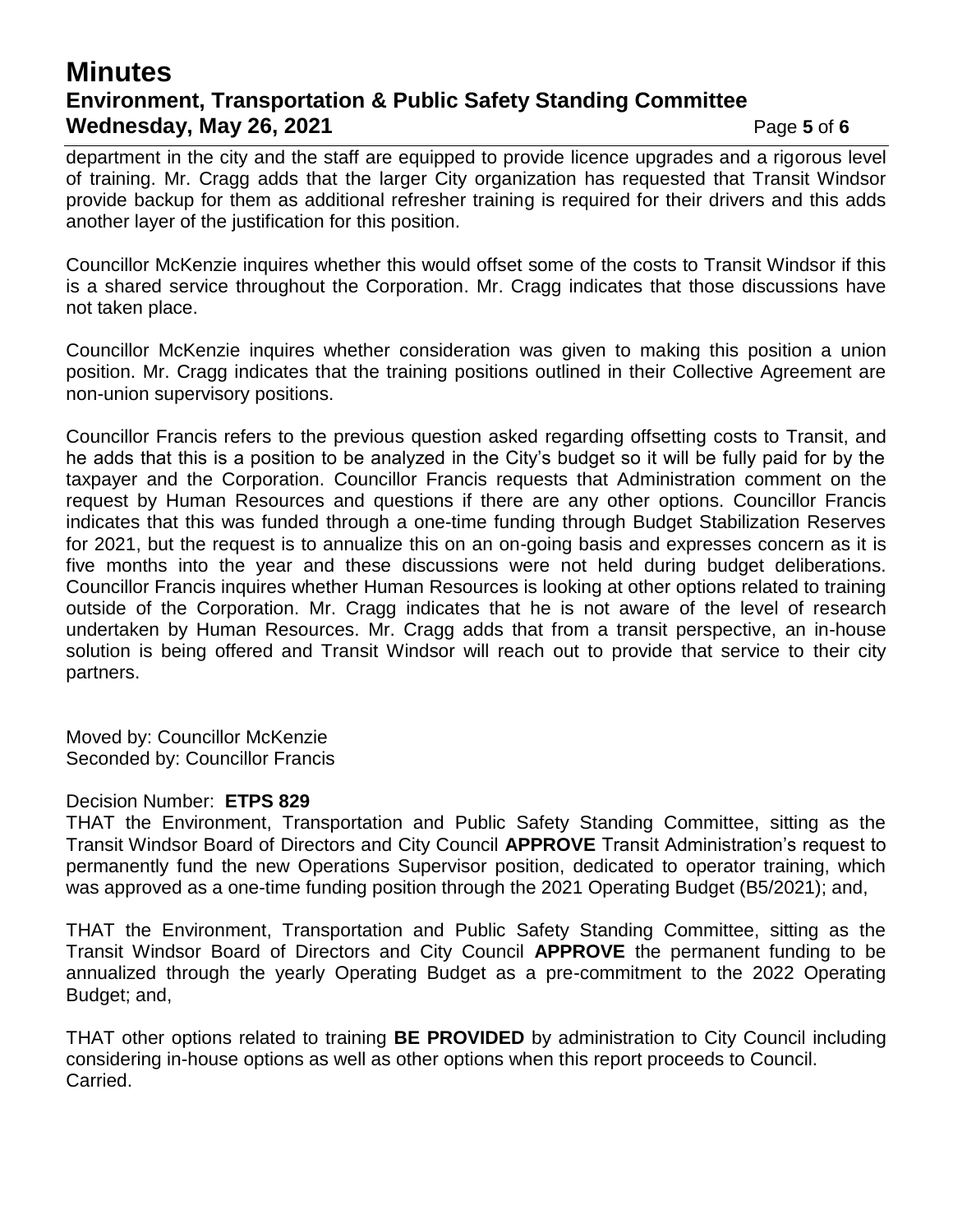department in the city and the staff are equipped to provide licence upgrades and a rigorous level of training. Mr. Cragg adds that the larger City organization has requested that Transit Windsor provide backup for them as additional refresher training is required for their drivers and this adds another layer of the justification for this position.

Councillor McKenzie inquires whether this would offset some of the costs to Transit Windsor if this is a shared service throughout the Corporation. Mr. Cragg indicates that those discussions have not taken place.

Councillor McKenzie inquires whether consideration was given to making this position a union position. Mr. Cragg indicates that the training positions outlined in their Collective Agreement are non-union supervisory positions.

Councillor Francis refers to the previous question asked regarding offsetting costs to Transit, and he adds that this is a position to be analyzed in the City's budget so it will be fully paid for by the taxpayer and the Corporation. Councillor Francis requests that Administration comment on the request by Human Resources and questions if there are any other options. Councillor Francis indicates that this was funded through a one-time funding through Budget Stabilization Reserves for 2021, but the request is to annualize this on an on-going basis and expresses concern as it is five months into the year and these discussions were not held during budget deliberations. Councillor Francis inquires whether Human Resources is looking at other options related to training outside of the Corporation. Mr. Cragg indicates that he is not aware of the level of research undertaken by Human Resources. Mr. Cragg adds that from a transit perspective, an in-house solution is being offered and Transit Windsor will reach out to provide that service to their city partners.

Moved by: Councillor McKenzie
Seconded by: Councillor Francis

Decision Number: **ETPS 829**
THAT the Environment, Transportation and Public Safety Standing Committee, sitting as the Transit Windsor Board of Directors and City Council **APPROVE** Transit Administration's request to permanently fund the new Operations Supervisor position, dedicated to operator training, which was approved as a one-time funding position through the 2021 Operating Budget (B5/2021); and,

THAT the Environment, Transportation and Public Safety Standing Committee, sitting as the Transit Windsor Board of Directors and City Council **APPROVE** the permanent funding to be annualized through the yearly Operating Budget as a pre-commitment to the 2022 Operating Budget; and,

THAT other options related to training **BE PROVIDED** by administration to City Council including considering in-house options as well as other options when this report proceeds to Council.
Carried.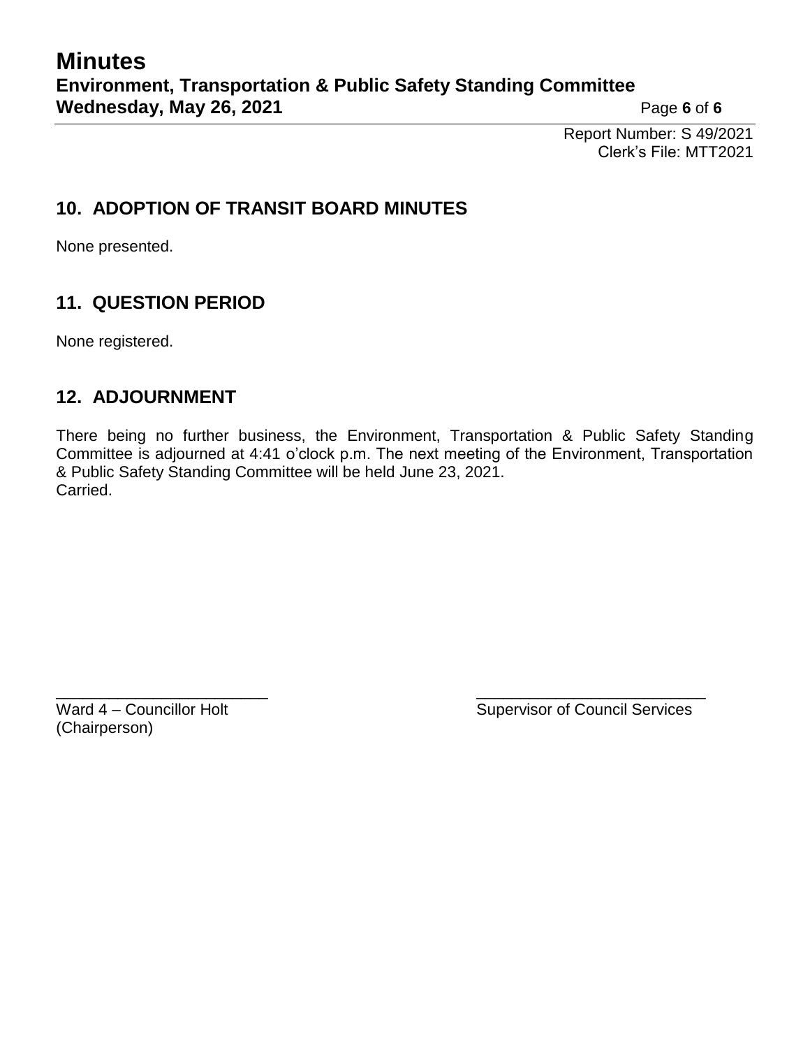Report Number: S 49/2021
Clerk's File: MTT2021

## 10. ADOPTION OF TRANSIT BOARD MINUTES

None presented.

## 11. QUESTION PERIOD

None registered.

## 12. ADJOURNMENT

There being no further business, the Environment, Transportation & Public Safety Standing Committee is adjourned at 4:41 o'clock p.m. The next meeting of the Environment, Transportation & Public Safety Standing Committee will be held June 23, 2021.
Carried.

| | |
|---|---|
| _________________________ | _________________________ |
| Ward 4 – Councillor Holt (Chairperson) | Supervisor of Council Services |